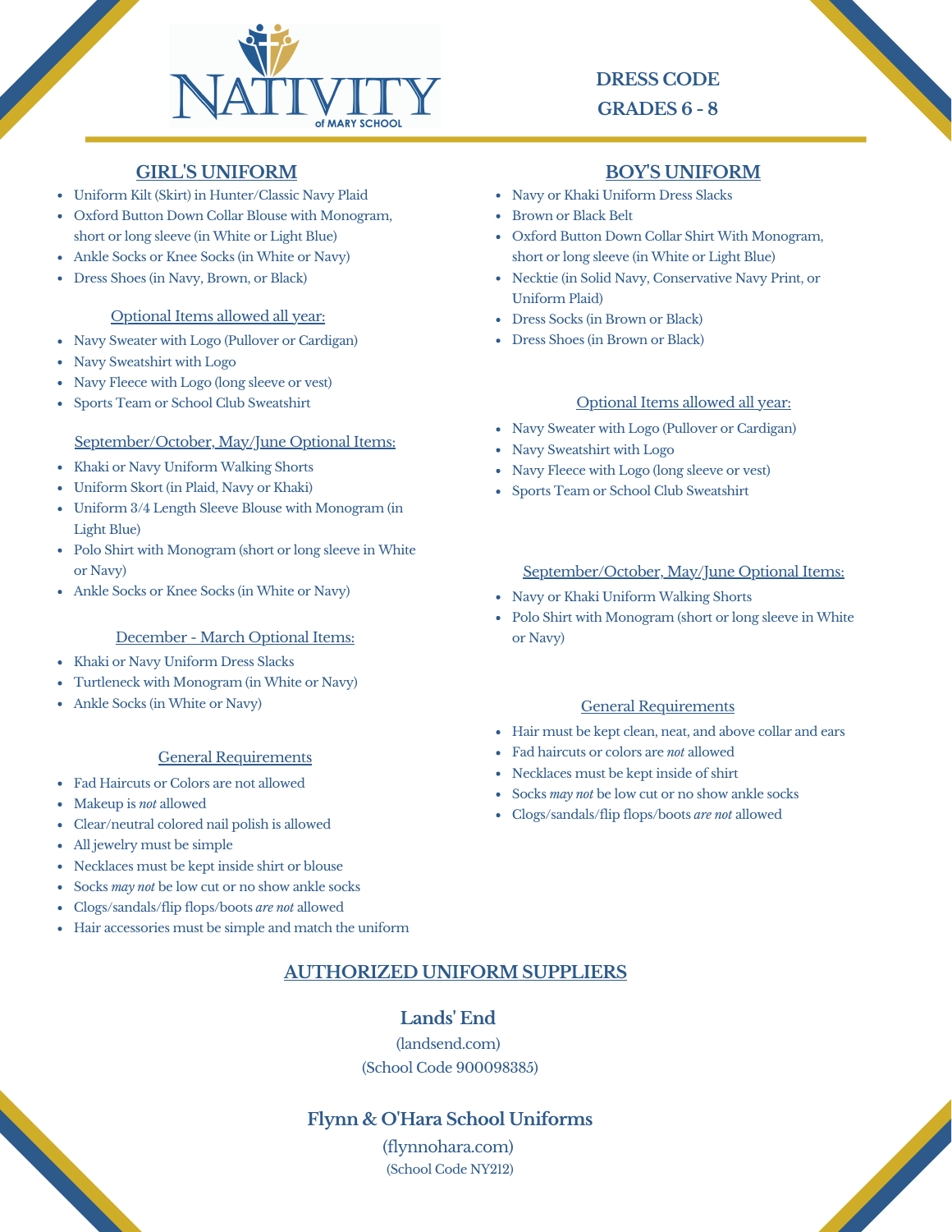# NATIVITY of MARY SCHOOL

## DRESS CODE
## GRADES 6 - 8

## GIRL'S UNIFORM

- Uniform Kilt (Skirt) in Hunter/Classic Navy Plaid
- Oxford Button Down Collar Blouse with Monogram, short or long sleeve (in White or Light Blue)
- Ankle Socks or Knee Socks (in White or Navy)
- Dress Shoes (in Navy, Brown, or Black)

### Optional Items allowed all year:

- Navy Sweater with Logo (Pullover or Cardigan)
- Navy Sweatshirt with Logo
- Navy Fleece with Logo (long sleeve or vest)
- Sports Team or School Club Sweatshirt

### September/October, May/June Optional Items:

- Khaki or Navy Uniform Walking Shorts
- Uniform Skort (in Plaid, Navy or Khaki)
- Uniform 3/4 Length Sleeve Blouse with Monogram (in Light Blue)
- Polo Shirt with Monogram (short or long sleeve in White or Navy)
- Ankle Socks or Knee Socks (in White or Navy)

### December - March Optional Items:

- Khaki or Navy Uniform Dress Slacks
- Turtleneck with Monogram (in White or Navy)
- Ankle Socks (in White or Navy)

### General Requirements

- Fad Haircuts or Colors are not allowed
- Makeup is *not* allowed
- Clear/neutral colored nail polish is allowed
- All jewelry must be simple
- Necklaces must be kept inside shirt or blouse
- Socks *may not* be low cut or no show ankle socks
- Clogs/sandals/flip flops/boots *are not* allowed
- Hair accessories must be simple and match the uniform

## BOY'S UNIFORM

- Navy or Khaki Uniform Dress Slacks
- Brown or Black Belt
- Oxford Button Down Collar Shirt With Monogram, short or long sleeve (in White or Light Blue)
- Necktie (in Solid Navy, Conservative Navy Print, or Uniform Plaid)
- Dress Socks (in Brown or Black)
- Dress Shoes (in Brown or Black)

### Optional Items allowed all year:

- Navy Sweater with Logo (Pullover or Cardigan)
- Navy Sweatshirt with Logo
- Navy Fleece with Logo (long sleeve or vest)
- Sports Team or School Club Sweatshirt

### September/October, May/June Optional Items:

- Navy or Khaki Uniform Walking Shorts
- Polo Shirt with Monogram (short or long sleeve in White or Navy)

### General Requirements

- Hair must be kept clean, neat, and above collar and ears
- Fad haircuts or colors are *not* allowed
- Necklaces must be kept inside of shirt
- Socks *may not* be low cut or no show ankle socks
- Clogs/sandals/flip flops/boots *are not* allowed

## AUTHORIZED UNIFORM SUPPLIERS

### Lands' End

(landsend.com)
(School Code 900098385)

### Flynn & O'Hara School Uniforms

(flynnohara.com)
(School Code NY212)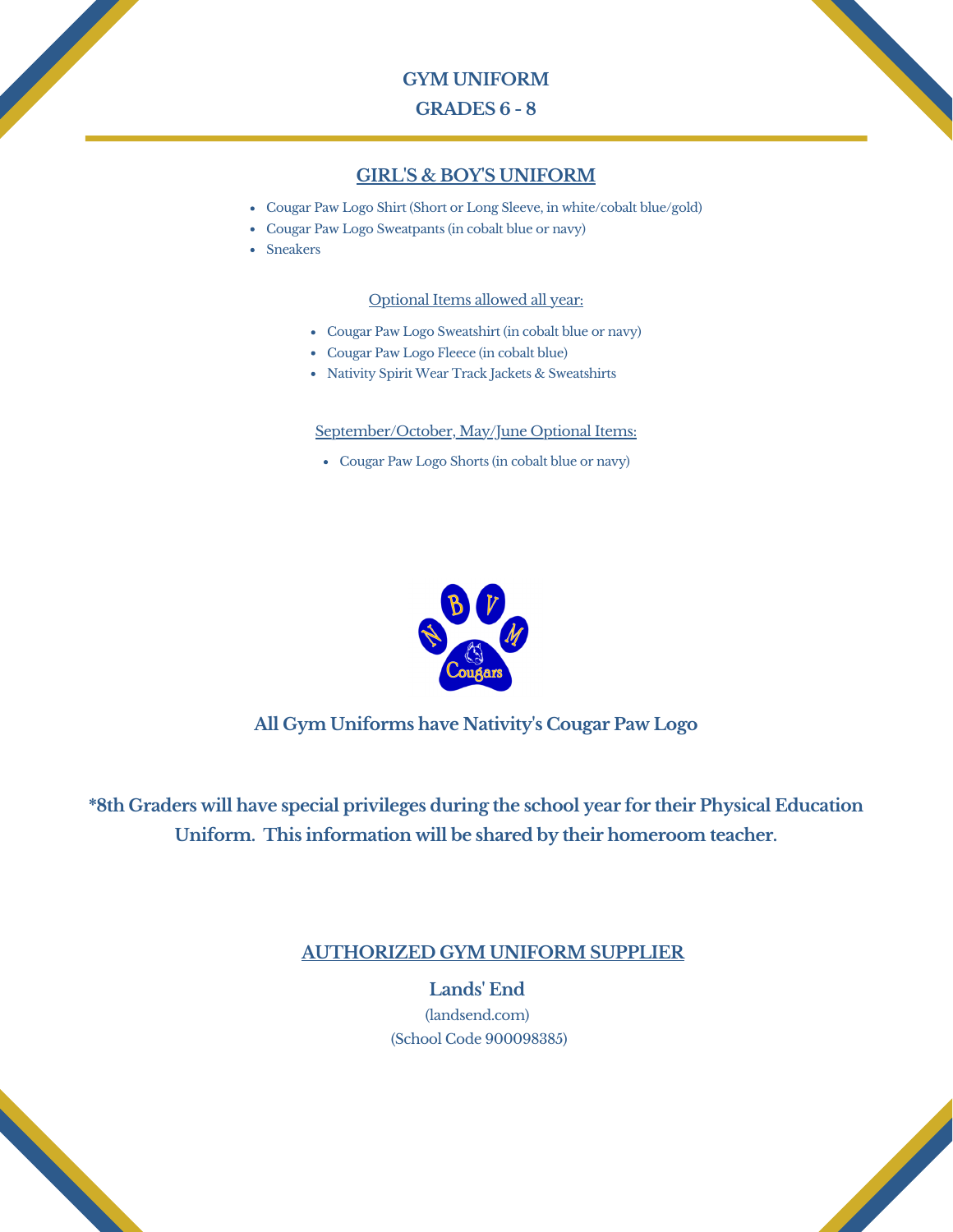# GYM UNIFORM

## GRADES 6 - 8

## GIRL'S & BOY'S UNIFORM

- Cougar Paw Logo Shirt (Short or Long Sleeve, in white/cobalt blue/gold)
- Cougar Paw Logo Sweatpants (in cobalt blue or navy)
- Sneakers

Optional Items allowed all year:

- Cougar Paw Logo Sweatshirt (in cobalt blue or navy)
- Cougar Paw Logo Fleece (in cobalt blue)
- Nativity Spirit Wear Track Jackets & Sweatshirts

September/October, May/June Optional Items:

- Cougar Paw Logo Shorts (in cobalt blue or navy)

NBVM
Cougars

**All Gym Uniforms have Nativity's Cougar Paw Logo**

**\*8th Graders will have special privileges during the school year for their Physical Education Uniform. This information will be shared by their homeroom teacher.**

## AUTHORIZED GYM UNIFORM SUPPLIER

**Lands' End**

(landsend.com)

(School Code 900098385)